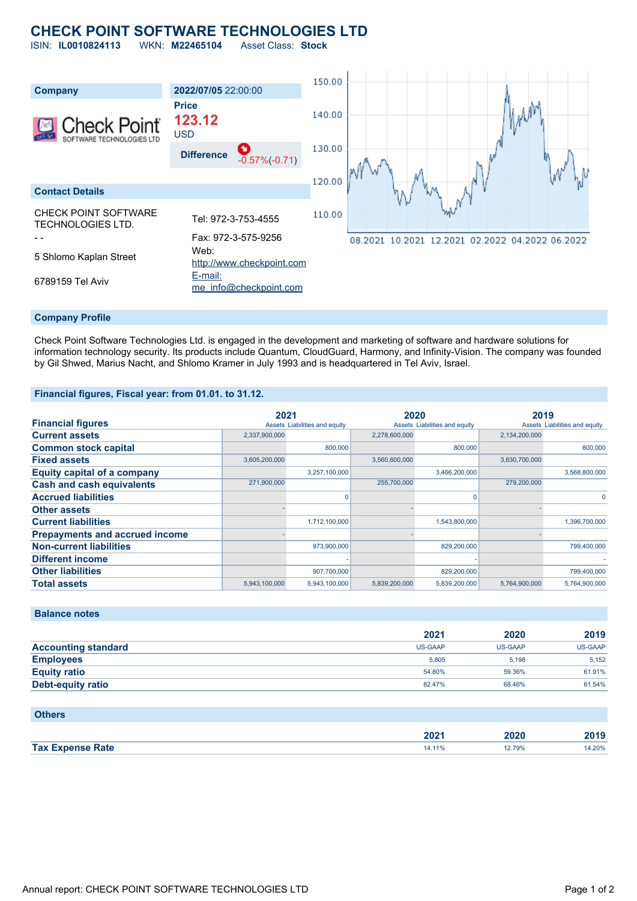# CHECK POINT SOFTWARE TECHNOLOGIES LTD

ISIN: **IL0010824113** WKN: **M22465104** Asset Class: **Stock**

| Company | 2022/07/05 22:00:00 |
|---|---|
| | **Price** 123.12 USD |
| | **Difference** -0.57%(-0.71) |

## Contact Details

CHECK POINT SOFTWARE TECHNOLOGIES LTD.

\- -

5 Shlomo Kaplan Street

6789159 Tel Aviv

Tel: 972-3-753-4555

Fax: 972-3-575-9256

Web: http://www.checkpoint.com

E-mail: me_info@checkpoint.com

## Company Profile

Check Point Software Technologies Ltd. is engaged in the development and marketing of software and hardware solutions for information technology security. Its products include Quantum, CloudGuard, Harmony, and Infinity-Vision. The company was founded by Gil Shwed, Marius Nacht, and Shlomo Kramer in July 1993 and is headquartered in Tel Aviv, Israel.

## Financial figures, Fiscal year: from 01.01. to 31.12.

| Financial figures | 2021 | | 2020 | | 2019 | |
|---|---|---|---|---|---|---|
| | Assets | Liabilities and equity | Assets | Liabilities and equity | Assets | Liabilities and equity |
| **Current assets** | 2,337,900,000 | | 2,278,600,000 | | 2,134,200,000 | |
| **Common stock capital** | | 800,000 | | 800,000 | | 800,000 |
| **Fixed assets** | 3,605,200,000 | | 3,560,600,000 | | 3,630,700,000 | |
| **Equity capital of a company** | | 3,257,100,000 | | 3,466,200,000 | | 3,568,800,000 |
| **Cash and cash equivalents** | 271,900,000 | | 255,700,000 | | 279,200,000 | |
| **Accrued liabilities** | | 0 | | 0 | | 0 |
| **Other assets** | - | | - | | - | |
| **Current liabilities** | | 1,712,100,000 | | 1,543,800,000 | | 1,396,700,000 |
| **Prepayments and accrued income** | - | | - | | - | |
| **Non-current liabilities** | | 973,900,000 | | 829,200,000 | | 799,400,000 |
| **Different income** | | - | | - | | - |
| **Other liabilities** | | 907,700,000 | | 829,200,000 | | 799,400,000 |
| **Total assets** | 5,943,100,000 | 5,943,100,000 | 5,839,200,000 | 5,839,200,000 | 5,764,900,000 | 5,764,900,000 |

## Balance notes

| | 2021 | 2020 | 2019 |
|---|---|---|---|
| **Accounting standard** | US-GAAP | US-GAAP | US-GAAP |
| **Employees** | 5,805 | 5,198 | 5,152 |
| **Equity ratio** | 54.80% | 59.36% | 61.91% |
| **Debt-equity ratio** | 82.47% | 68.46% | 61.54% |

## Others

| | 2021 | 2020 | 2019 |
|---|---|---|---|
| **Tax Expense Rate** | 14.11% | 12.79% | 14.20% |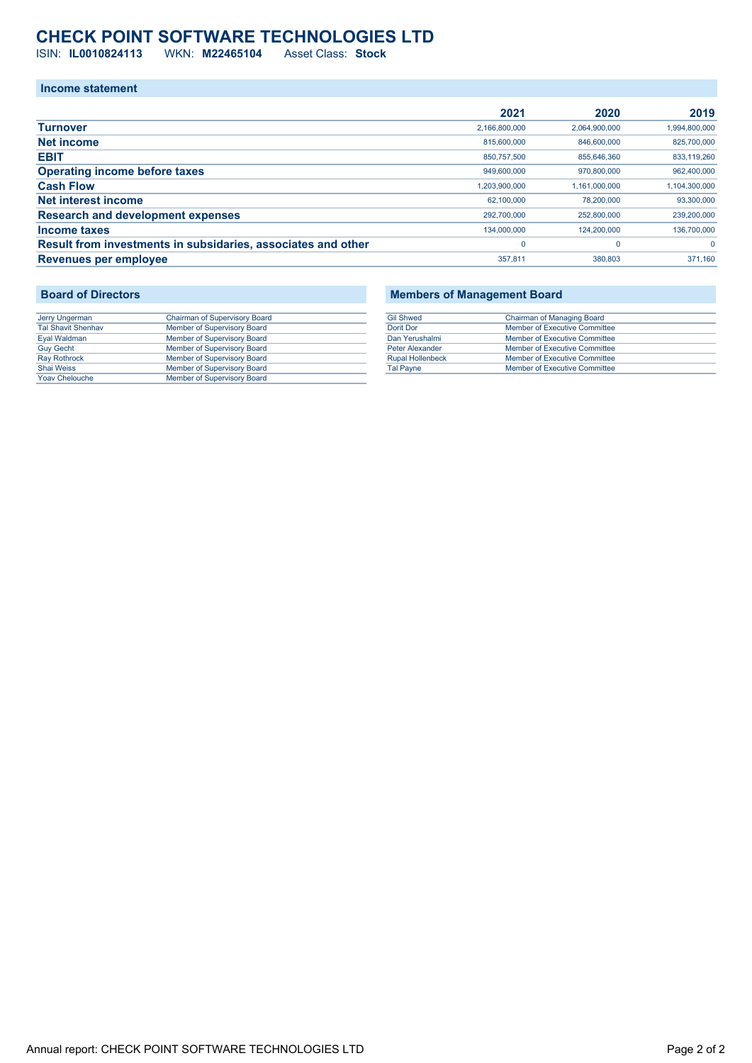# CHECK POINT SOFTWARE TECHNOLOGIES LTD

ISIN: **IL0010824113** WKN: **M22465104** Asset Class: **Stock**

## Income statement

| | 2021 | 2020 | 2019 |
|---|---|---|---|
| **Turnover** | 2,166,800,000 | 2,064,900,000 | 1,994,800,000 |
| **Net income** | 815,600,000 | 846,600,000 | 825,700,000 |
| **EBIT** | 850,757,500 | 855,646,360 | 833,119,260 |
| **Operating income before taxes** | 949,600,000 | 970,800,000 | 962,400,000 |
| **Cash Flow** | 1,203,900,000 | 1,161,000,000 | 1,104,300,000 |
| **Net interest income** | 62,100,000 | 78,200,000 | 93,300,000 |
| **Research and development expenses** | 292,700,000 | 252,800,000 | 239,200,000 |
| **Income taxes** | 134,000,000 | 124,200,000 | 136,700,000 |
| **Result from investments in subsidaries, associates and other** | 0 | 0 | 0 |
| **Revenues per employee** | 357,811 | 380,803 | 371,160 |

## Board of Directors

| | |
|---|---|
| Jerry Ungerman | Chairman of Supervisory Board |
| Tal Shavit Shenhav | Member of Supervisory Board |
| Eyal Waldman | Member of Supervisory Board |
| Guy Gecht | Member of Supervisory Board |
| Ray Rothrock | Member of Supervisory Board |
| Shai Weiss | Member of Supervisory Board |
| Yoav Chelouche | Member of Supervisory Board |

## Members of Management Board

| | |
|---|---|
| Gil Shwed | Chairman of Managing Board |
| Dorit Dor | Member of Executive Committee |
| Dan Yerushalmi | Member of Executive Committee |
| Peter Alexander | Member of Executive Committee |
| Rupal Hollenbeck | Member of Executive Committee |
| Tal Payne | Member of Executive Committee |